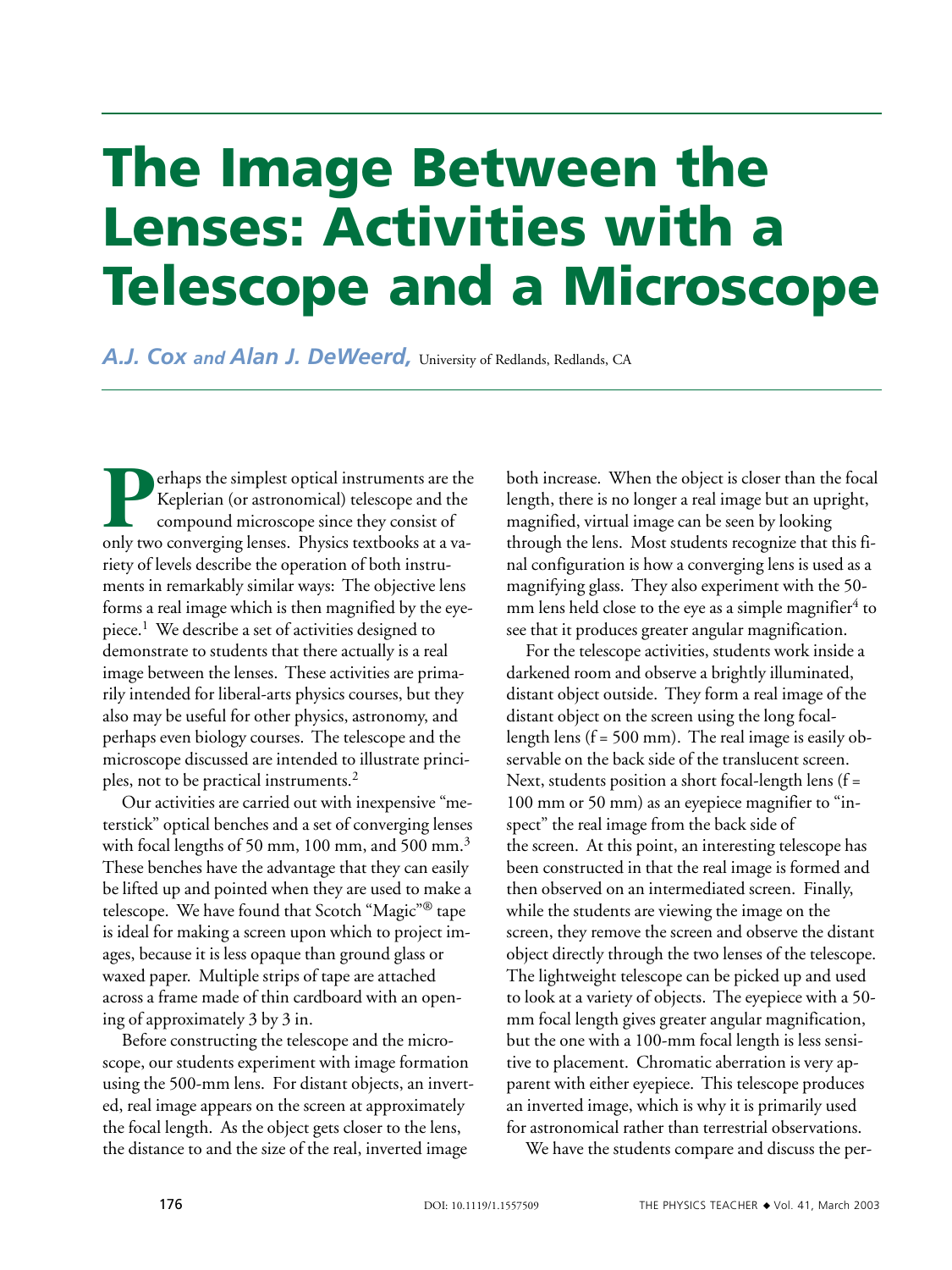# The Image Between the Lenses: Activities with a Telescope and a Microscope

***A.J. Cox** and **Alan J. DeWeerd,*** University of Redlands, Redlands, CA

Perhaps the simplest optical instruments are the Keplerian (or astronomical) telescope and the compound microscope since they consist of only two converging lenses. Physics textbooks at a variety of levels describe the operation of both instruments in remarkably similar ways: The objective lens forms a real image which is then magnified by the eyepiece.[1] We describe a set of activities designed to demonstrate to students that there actually is a real image between the lenses. These activities are primarily intended for liberal-arts physics courses, but they also may be useful for other physics, astronomy, and perhaps even biology courses. The telescope and the microscope discussed are intended to illustrate principles, not to be practical instruments.[2]

Our activities are carried out with inexpensive "meterstick" optical benches and a set of converging lenses with focal lengths of 50 mm, 100 mm, and 500 mm.[3] These benches have the advantage that they can easily be lifted up and pointed when they are used to make a telescope. We have found that Scotch "Magic"® tape is ideal for making a screen upon which to project images, because it is less opaque than ground glass or waxed paper. Multiple strips of tape are attached across a frame made of thin cardboard with an opening of approximately 3 by 3 in.

Before constructing the telescope and the microscope, our students experiment with image formation using the 500-mm lens. For distant objects, an inverted, real image appears on the screen at approximately the focal length. As the object gets closer to the lens, the distance to and the size of the real, inverted image both increase. When the object is closer than the focal length, there is no longer a real image but an upright, magnified, virtual image can be seen by looking through the lens. Most students recognize that this final configuration is how a converging lens is used as a magnifying glass. They also experiment with the 50-mm lens held close to the eye as a simple magnifier[4] to see that it produces greater angular magnification.

For the telescope activities, students work inside a darkened room and observe a brightly illuminated, distant object outside. They form a real image of the distant object on the screen using the long focal-length lens (f = 500 mm). The real image is easily observable on the back side of the translucent screen. Next, students position a short focal-length lens (f = 100 mm or 50 mm) as an eyepiece magnifier to "inspect" the real image from the back side of the screen. At this point, an interesting telescope has been constructed in that the real image is formed and then observed on an intermediated screen. Finally, while the students are viewing the image on the screen, they remove the screen and observe the distant object directly through the two lenses of the telescope. The lightweight telescope can be picked up and used to look at a variety of objects. The eyepiece with a 50-mm focal length gives greater angular magnification, but the one with a 100-mm focal length is less sensitive to placement. Chromatic aberration is very apparent with either eyepiece. This telescope produces an inverted image, which is why it is primarily used for astronomical rather than terrestrial observations.

We have the students compare and discuss the per-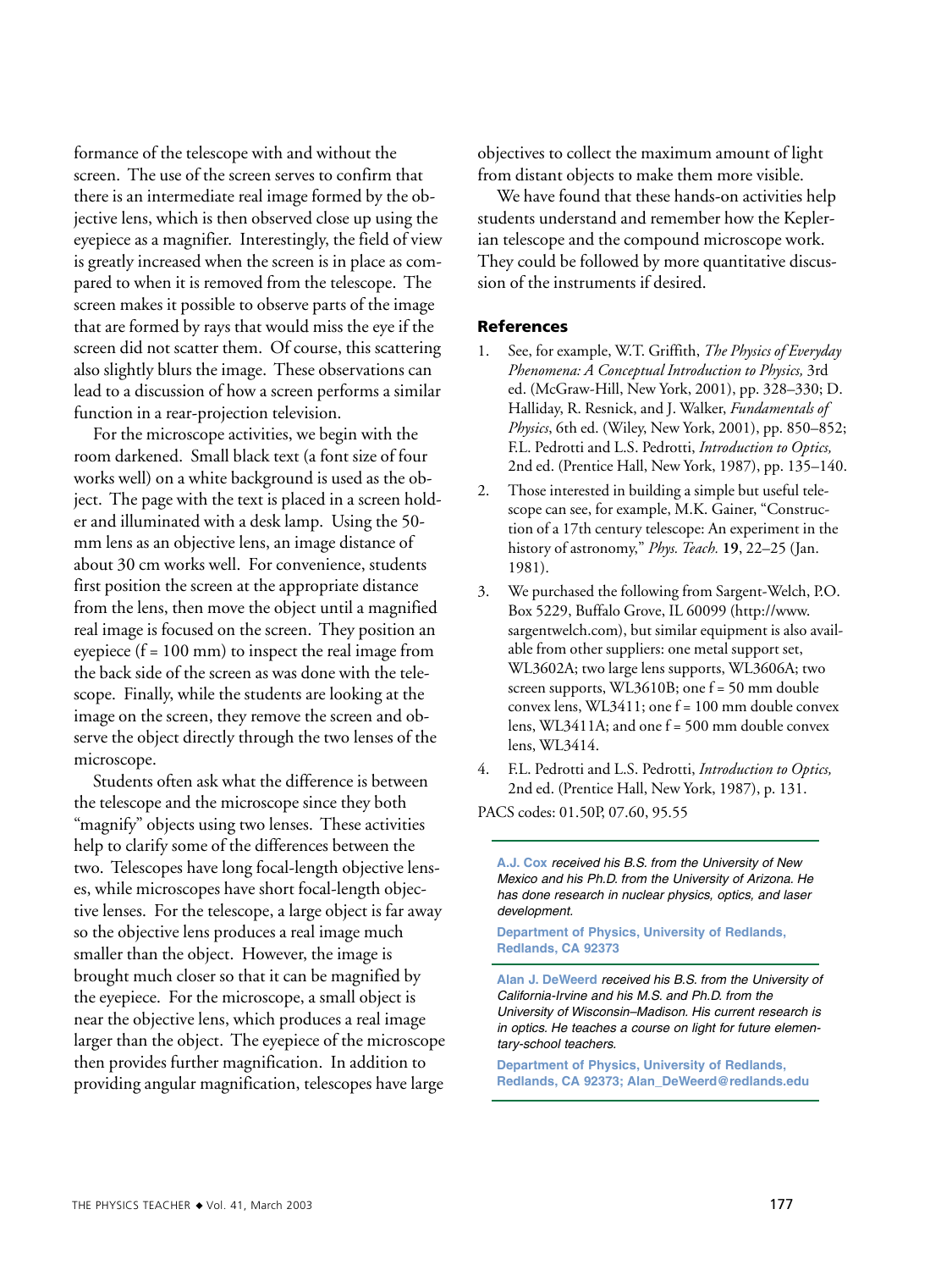formance of the telescope with and without the screen. The use of the screen serves to confirm that there is an intermediate real image formed by the objective lens, which is then observed close up using the eyepiece as a magnifier. Interestingly, the field of view is greatly increased when the screen is in place as compared to when it is removed from the telescope. The screen makes it possible to observe parts of the image that are formed by rays that would miss the eye if the screen did not scatter them. Of course, this scattering also slightly blurs the image. These observations can lead to a discussion of how a screen performs a similar function in a rear-projection television.

For the microscope activities, we begin with the room darkened. Small black text (a font size of four works well) on a white background is used as the object. The page with the text is placed in a screen holder and illuminated with a desk lamp. Using the 50-mm lens as an objective lens, an image distance of about 30 cm works well. For convenience, students first position the screen at the appropriate distance from the lens, then move the object until a magnified real image is focused on the screen. They position an eyepiece (f = 100 mm) to inspect the real image from the back side of the screen as was done with the telescope. Finally, while the students are looking at the image on the screen, they remove the screen and observe the object directly through the two lenses of the microscope.

Students often ask what the difference is between the telescope and the microscope since they both "magnify" objects using two lenses. These activities help to clarify some of the differences between the two. Telescopes have long focal-length objective lenses, while microscopes have short focal-length objective lenses. For the telescope, a large object is far away so the objective lens produces a real image much smaller than the object. However, the image is brought much closer so that it can be magnified by the eyepiece. For the microscope, a small object is near the objective lens, which produces a real image larger than the object. The eyepiece of the microscope then provides further magnification. In addition to providing angular magnification, telescopes have large objectives to collect the maximum amount of light from distant objects to make them more visible.

We have found that these hands-on activities help students understand and remember how the Keplerian telescope and the compound microscope work. They could be followed by more quantitative discussion of the instruments if desired.

## References

1. See, for example, W.T. Griffith, *The Physics of Everyday Phenomena: A Conceptual Introduction to Physics,* 3rd ed. (McGraw-Hill, New York, 2001), pp. 328–330; D. Halliday, R. Resnick, and J. Walker, *Fundamentals of Physics*, 6th ed. (Wiley, New York, 2001), pp. 850–852; F.L. Pedrotti and L.S. Pedrotti, *Introduction to Optics,* 2nd ed. (Prentice Hall, New York, 1987), pp. 135–140.
2. Those interested in building a simple but useful telescope can see, for example, M.K. Gainer, "Construction of a 17th century telescope: An experiment in the history of astronomy," *Phys. Teach.* **19**, 22–25 (Jan. 1981).
3. We purchased the following from Sargent-Welch, P.O. Box 5229, Buffalo Grove, IL 60099 (http://www.sargentwelch.com), but similar equipment is also available from other suppliers: one metal support set, WL3602A; two large lens supports, WL3606A; two screen supports, WL3610B; one f = 50 mm double convex lens, WL3411; one f = 100 mm double convex lens, WL3411A; and one f = 500 mm double convex lens, WL3414.
4. F.L. Pedrotti and L.S. Pedrotti, *Introduction to Optics,* 2nd ed. (Prentice Hall, New York, 1987), p. 131.

PACS codes: 01.50P, 07.60, 95.55

---

**A.J. Cox** *received his B.S. from the University of New Mexico and his Ph.D. from the University of Arizona. He has done research in nuclear physics, optics, and laser development.*

**Department of Physics, University of Redlands, Redlands, CA 92373**

---

**Alan J. DeWeerd** *received his B.S. from the University of California-Irvine and his M.S. and Ph.D. from the University of Wisconsin–Madison. His current research is in optics. He teaches a course on light for future elementary-school teachers.*

**Department of Physics, University of Redlands, Redlands, CA 92373; Alan_DeWeerd@redlands.edu**